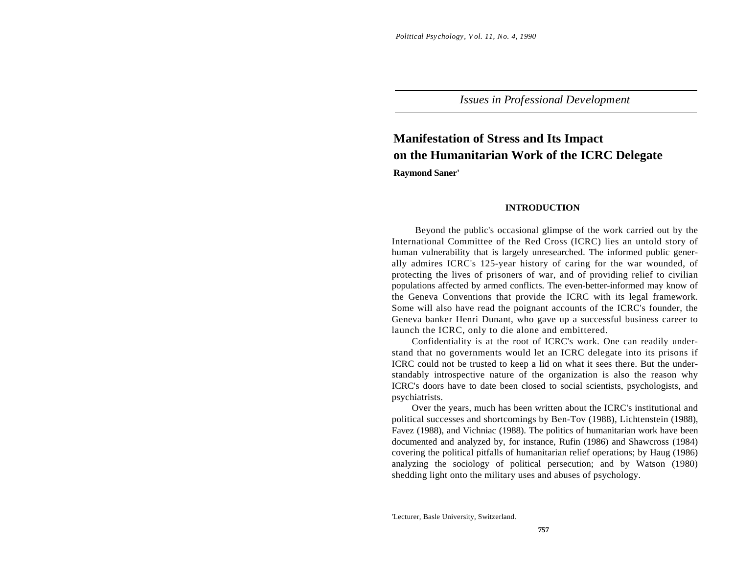*Issues in Professional Development*

# Manifestation of Stress and Its Impact on the Humanitarian Work of the ICRC Delegate

**Raymond Saner**[1]

## INTRODUCTION

Beyond the public's occasional glimpse of the work carried out by the International Committee of the Red Cross (ICRC) lies an untold story of human vulnerability that is largely unresearched. The informed public generally admires ICRC's 125-year history of caring for the war wounded, of protecting the lives of prisoners of war, and of providing relief to civilian populations affected by armed conflicts. The even-better-informed may know of the Geneva Conventions that provide the ICRC with its legal framework. Some will also have read the poignant accounts of the ICRC's founder, the Geneva banker Henri Dunant, who gave up a successful business career to launch the ICRC, only to die alone and embittered.

Confidentiality is at the root of ICRC's work. One can readily understand that no governments would let an ICRC delegate into its prisons if ICRC could not be trusted to keep a lid on what it sees there. But the understandably introspective nature of the organization is also the reason why ICRC's doors have to date been closed to social scientists, psychologists, and psychiatrists.

Over the years, much has been written about the ICRC's institutional and political successes and shortcomings by Ben-Tov (1988), Lichtenstein (1988), Favez (1988), and Vichniac (1988). The politics of humanitarian work have been documented and analyzed by, for instance, Rufin (1986) and Shawcross (1984) covering the political pitfalls of humanitarian relief operations; by Haug (1986) analyzing the sociology of political persecution; and by Watson (1980) shedding light onto the military uses and abuses of psychology.

[1] Lecturer, Basle University, Switzerland.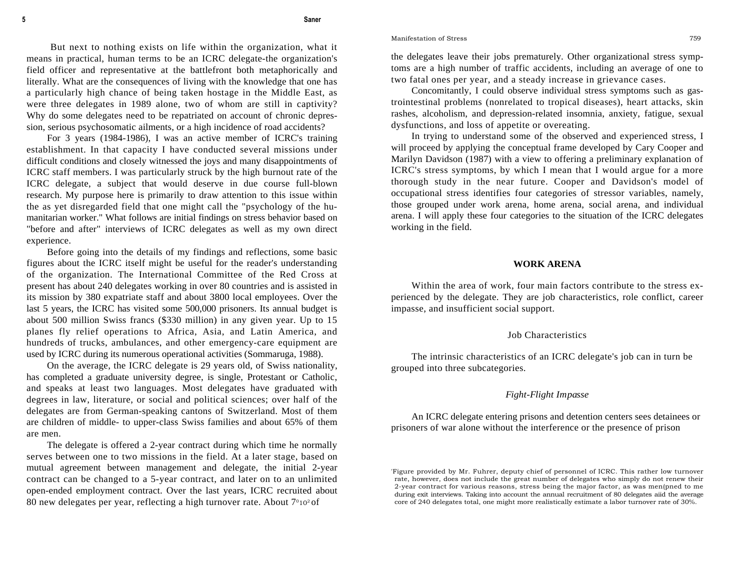But next to nothing exists on life within the organization, what it means in practical, human terms to be an ICRC delegate-the organization's field officer and representative at the battlefront both metaphorically and literally. What are the consequences of living with the knowledge that one has a particularly high chance of being taken hostage in the Middle East, as were three delegates in 1989 alone, two of whom are still in captivity? Why do some delegates need to be repatriated on account of chronic depression, serious psychosomatic ailments, or a high incidence of road accidents?

For 3 years (1984-1986), I was an active member of ICRC's training establishment. In that capacity I have conducted several missions under difficult conditions and closely witnessed the joys and many disappointments of ICRC staff members. I was particularly struck by the high burnout rate of the ICRC delegate, a subject that would deserve in due course full-blown research. My purpose here is primarily to draw attention to this issue within the as yet disregarded field that one might call the "psychology of the humanitarian worker." What follows are initial findings on stress behavior based on "before and after" interviews of ICRC delegates as well as my own direct experience.

Before going into the details of my findings and reflections, some basic figures about the ICRC itself might be useful for the reader's understanding of the organization. The International Committee of the Red Cross at present has about 240 delegates working in over 80 countries and is assisted in its mission by 380 expatriate staff and about 3800 local employees. Over the last 5 years, the ICRC has visited some 500,000 prisoners. Its annual budget is about 500 million Swiss francs ($330 million) in any given year. Up to 15 planes fly relief operations to Africa, Asia, and Latin America, and hundreds of trucks, ambulances, and other emergency-care equipment are used by ICRC during its numerous operational activities (Sommaruga, 1988).

On the average, the ICRC delegate is 29 years old, of Swiss nationality, has completed a graduate university degree, is single, Protestant or Catholic, and speaks at least two languages. Most delegates have graduated with degrees in law, literature, or social and political sciences; over half of the delegates are from German-speaking cantons of Switzerland. Most of them are children of middle- to upper-class Swiss families and about 65% of them are men.

The delegate is offered a 2-year contract during which time he normally serves between one to two missions in the field. At a later stage, based on mutual agreement between management and delegate, the initial 2-year contract can be changed to a 5-year contract, and later on to an unlimited open-ended employment contract. Over the last years, ICRC recruited about 80 new delegates per year, reflecting a high turnover rate. About 7%[2] of the delegates leave their jobs prematurely. Other organizational stress symptoms are a high number of traffic accidents, including an average of one to two fatal ones per year, and a steady increase in grievance cases.

Concomitantly, I could observe individual stress symptoms such as gastrointestinal problems (nonrelated to tropical diseases), heart attacks, skin rashes, alcoholism, and depression-related insomnia, anxiety, fatigue, sexual dysfunctions, and loss of appetite or overeating.

In trying to understand some of the observed and experienced stress, I will proceed by applying the conceptual frame developed by Cary Cooper and Marilyn Davidson (1987) with a view to offering a preliminary explanation of ICRC's stress symptoms, by which I mean that I would argue for a more thorough study in the near future. Cooper and Davidson's model of occupational stress identifies four categories of stressor variables, namely, those grouped under work arena, home arena, social arena, and individual arena. I will apply these four categories to the situation of the ICRC delegates working in the field.

## WORK ARENA

Within the area of work, four main factors contribute to the stress experienced by the delegate. They are job characteristics, role conflict, career impasse, and insufficient social support.

### Job Characteristics

The intrinsic characteristics of an ICRC delegate's job can in turn be grouped into three subcategories.

#### *Fight-Flight Impasse*

An ICRC delegate entering prisons and detention centers sees detainees or prisoners of war alone without the interference or the presence of prison

[2]Figure provided by Mr. Fuhrer, deputy chief of personnel of ICRC. This rather low turnover rate, however, does not include the great number of delegates who simply do not renew their 2-year contract for various reasons, stress being the major factor, as was mentioned to me during exit interviews. Taking into account the annual recruitment of 80 delegates and the average core of 240 delegates total, one might more realistically estimate a labor turnover rate of 30%.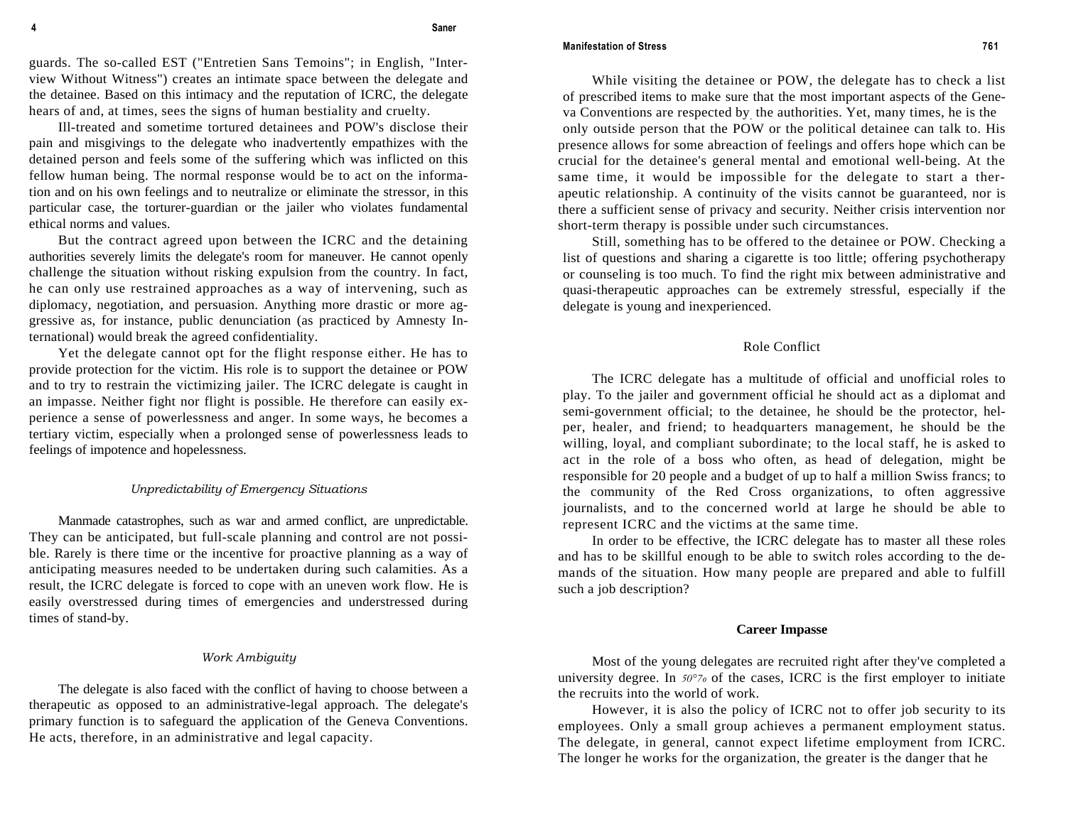guards. The so-called EST ("Entretien Sans Temoins"; in English, "Interview Without Witness") creates an intimate space between the delegate and the detainee. Based on this intimacy and the reputation of ICRC, the delegate hears of and, at times, sees the signs of human bestiality and cruelty.

Ill-treated and sometime tortured detainees and POW's disclose their pain and misgivings to the delegate who inadvertently empathizes with the detained person and feels some of the suffering which was inflicted on this fellow human being. The normal response would be to act on the information and on his own feelings and to neutralize or eliminate the stressor, in this particular case, the torturer-guardian or the jailer who violates fundamental ethical norms and values.

But the contract agreed upon between the ICRC and the detaining authorities severely limits the delegate's room for maneuver. He cannot openly challenge the situation without risking expulsion from the country. In fact, he can only use restrained approaches as a way of intervening, such as diplomacy, negotiation, and persuasion. Anything more drastic or more aggressive as, for instance, public denunciation (as practiced by Amnesty International) would break the agreed confidentiality.

Yet the delegate cannot opt for the flight response either. He has to provide protection for the victim. His role is to support the detainee or POW and to try to restrain the victimizing jailer. The ICRC delegate is caught in an impasse. Neither fight nor flight is possible. He therefore can easily experience a sense of powerlessness and anger. In some ways, he becomes a tertiary victim, especially when a prolonged sense of powerlessness leads to feelings of impotence and hopelessness.

### *Unpredictability of Emergency Situations*

Manmade catastrophes, such as war and armed conflict, are unpredictable. They can be anticipated, but full-scale planning and control are not possible. Rarely is there time or the incentive for proactive planning as a way of anticipating measures needed to be undertaken during such calamities. As a result, the ICRC delegate is forced to cope with an uneven work flow. He is easily overstressed during times of emergencies and understressed during times of stand-by.

### *Work Ambiguity*

The delegate is also faced with the conflict of having to choose between a therapeutic as opposed to an administrative-legal approach. The delegate's primary function is to safeguard the application of the Geneva Conventions. He acts, therefore, in an administrative and legal capacity.

While visiting the detainee or POW, the delegate has to check a list of prescribed items to make sure that the most important aspects of the Geneva Conventions are respected by the authorities. Yet, many times, he is the only outside person that the POW or the political detainee can talk to. His presence allows for some abreaction of feelings and offers hope which can be crucial for the detainee's general mental and emotional well-being. At the same time, it would be impossible for the delegate to start a therapeutic relationship. A continuity of the visits cannot be guaranteed, nor is there a sufficient sense of privacy and security. Neither crisis intervention nor short-term therapy is possible under such circumstances.

Still, something has to be offered to the detainee or POW. Checking a list of questions and sharing a cigarette is too little; offering psychotherapy or counseling is too much. To find the right mix between administrative and quasi-therapeutic approaches can be extremely stressful, especially if the delegate is young and inexperienced.

### Role Conflict

The ICRC delegate has a multitude of official and unofficial roles to play. To the jailer and government official he should act as a diplomat and semi-government official; to the detainee, he should be the protector, helper, healer, and friend; to headquarters management, he should be the willing, loyal, and compliant subordinate; to the local staff, he is asked to act in the role of a boss who often, as head of delegation, might be responsible for 20 people and a budget of up to half a million Swiss francs; to the community of the Red Cross organizations, to often aggressive journalists, and to the concerned world at large he should be able to represent ICRC and the victims at the same time.

In order to be effective, the ICRC delegate has to master all these roles and has to be skillful enough to be able to switch roles according to the demands of the situation. How many people are prepared and able to fulfill such a job description?

### **Career Impasse**

Most of the young delegates are recruited right after they've completed a university degree. In 50% of the cases, ICRC is the first employer to initiate the recruits into the world of work.

However, it is also the policy of ICRC not to offer job security to its employees. Only a small group achieves a permanent employment status. The delegate, in general, cannot expect lifetime employment from ICRC. The longer he works for the organization, the greater is the danger that he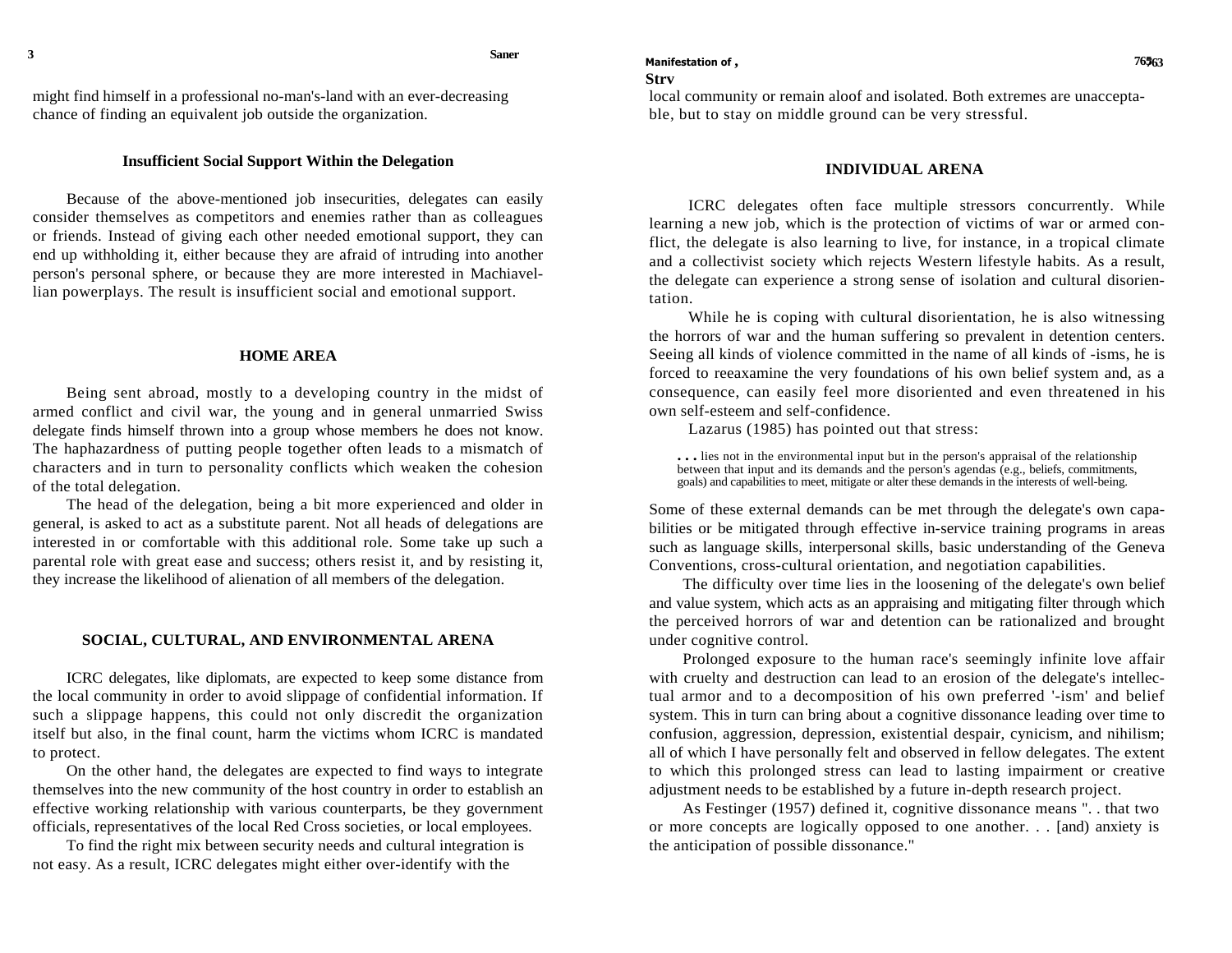might find himself in a professional no-man's-land with an ever-decreasing chance of finding an equivalent job outside the organization.

### Insufficient Social Support Within the Delegation

Because of the above-mentioned job insecurities, delegates can easily consider themselves as competitors and enemies rather than as colleagues or friends. Instead of giving each other needed emotional support, they can end up withholding it, either because they are afraid of intruding into another person's personal sphere, or because they are more interested in Machiavellian powerplays. The result is insufficient social and emotional support.

## HOME AREA

Being sent abroad, mostly to a developing country in the midst of armed conflict and civil war, the young and in general unmarried Swiss delegate finds himself thrown into a group whose members he does not know. The haphazardness of putting people together often leads to a mismatch of characters and in turn to personality conflicts which weaken the cohesion of the total delegation.

The head of the delegation, being a bit more experienced and older in general, is asked to act as a substitute parent. Not all heads of delegations are interested in or comfortable with this additional role. Some take up such a parental role with great ease and success; others resist it, and by resisting it, they increase the likelihood of alienation of all members of the delegation.

## SOCIAL, CULTURAL, AND ENVIRONMENTAL ARENA

ICRC delegates, like diplomats, are expected to keep some distance from the local community in order to avoid slippage of confidential information. If such a slippage happens, this could not only discredit the organization itself but also, in the final count, harm the victims whom ICRC is mandated to protect.

On the other hand, the delegates are expected to find ways to integrate themselves into the new community of the host country in order to establish an effective working relationship with various counterparts, be they government officials, representatives of the local Red Cross societies, or local employees.

To find the right mix between security needs and cultural integration is not easy. As a result, ICRC delegates might either over-identify with the local community or remain aloof and isolated. Both extremes are unacceptable, but to stay on middle ground can be very stressful.

## INDIVIDUAL ARENA

ICRC delegates often face multiple stressors concurrently. While learning a new job, which is the protection of victims of war or armed conflict, the delegate is also learning to live, for instance, in a tropical climate and a collectivist society which rejects Western lifestyle habits. As a result, the delegate can experience a strong sense of isolation and cultural disorientation.

While he is coping with cultural disorientation, he is also witnessing the horrors of war and the human suffering so prevalent in detention centers. Seeing all kinds of violence committed in the name of all kinds of -isms, he is forced to reexamine the very foundations of his own belief system and, as a consequence, can easily feel more disoriented and even threatened in his own self-esteem and self-confidence.

Lazarus (1985) has pointed out that stress:

> . . . lies not in the environmental input but in the person's appraisal of the relationship between that input and its demands and the person's agendas (e.g., beliefs, commitments, goals) and capabilities to meet, mitigate or alter these demands in the interests of well-being.

Some of these external demands can be met through the delegate's own capabilities or be mitigated through effective in-service training programs in areas such as language skills, interpersonal skills, basic understanding of the Geneva Conventions, cross-cultural orientation, and negotiation capabilities.

The difficulty over time lies in the loosening of the delegate's own belief and value system, which acts as an appraising and mitigating filter through which the perceived horrors of war and detention can be rationalized and brought under cognitive control.

Prolonged exposure to the human race's seemingly infinite love affair with cruelty and destruction can lead to an erosion of the delegate's intellectual armor and to a decomposition of his own preferred '-ism' and belief system. This in turn can bring about a cognitive dissonance leading over time to confusion, aggression, depression, existential despair, cynicism, and nihilism; all of which I have personally felt and observed in fellow delegates. The extent to which this prolonged stress can lead to lasting impairment or creative adjustment needs to be established by a future in-depth research project.

As Festinger (1957) defined it, cognitive dissonance means ". . that two or more concepts are logically opposed to one another. . . [and) anxiety is the anticipation of possible dissonance."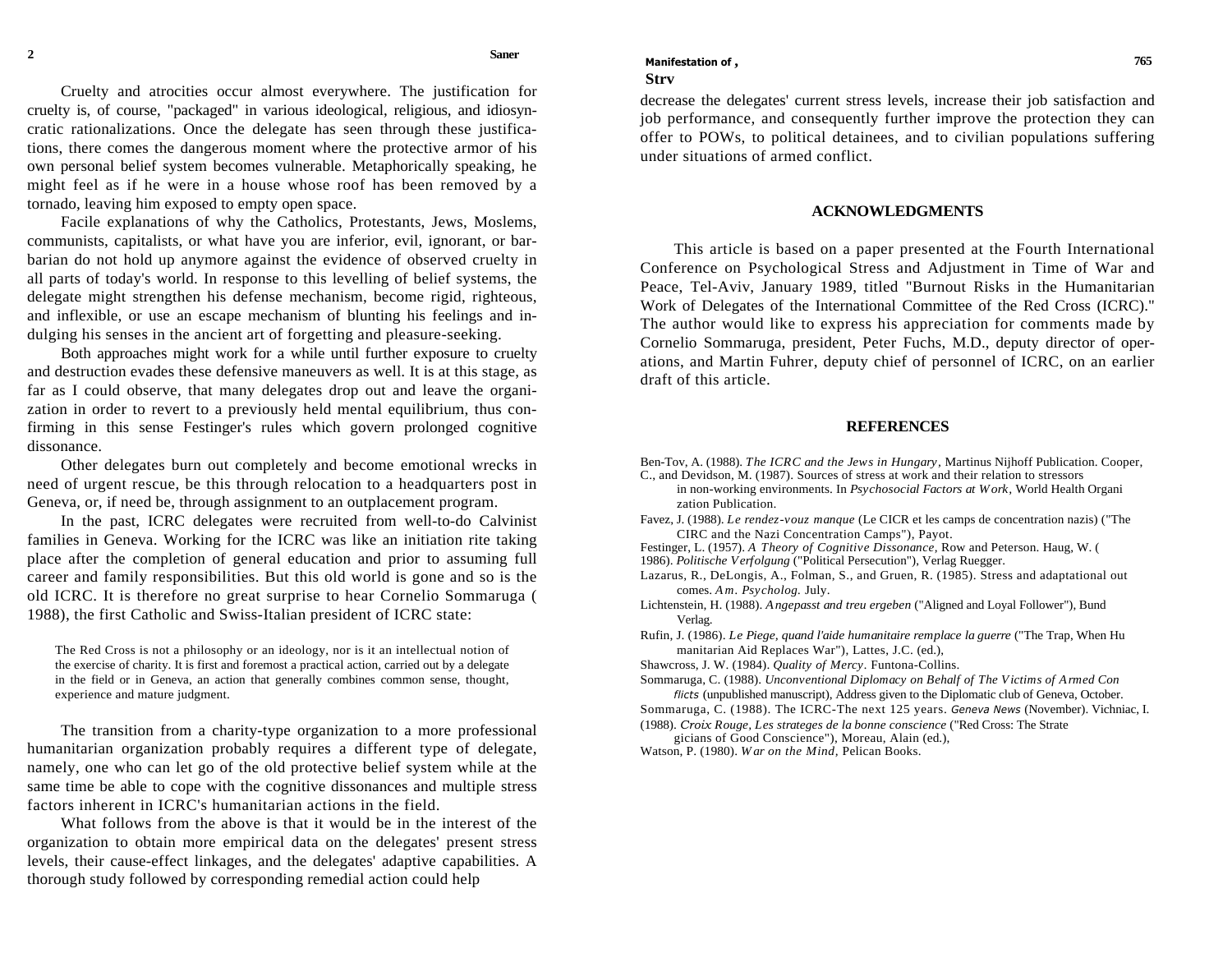Cruelty and atrocities occur almost everywhere. The justification for cruelty is, of course, "packaged" in various ideological, religious, and idiosyncratic rationalizations. Once the delegate has seen through these justifications, there comes the dangerous moment where the protective armor of his own personal belief system becomes vulnerable. Metaphorically speaking, he might feel as if he were in a house whose roof has been removed by a tornado, leaving him exposed to empty open space.

Facile explanations of why the Catholics, Protestants, Jews, Moslems, communists, capitalists, or what have you are inferior, evil, ignorant, or barbarian do not hold up anymore against the evidence of observed cruelty in all parts of today's world. In response to this levelling of belief systems, the delegate might strengthen his defense mechanism, become rigid, righteous, and inflexible, or use an escape mechanism of blunting his feelings and indulging his senses in the ancient art of forgetting and pleasure-seeking.

Both approaches might work for a while until further exposure to cruelty and destruction evades these defensive maneuvers as well. It is at this stage, as far as I could observe, that many delegates drop out and leave the organization in order to revert to a previously held mental equilibrium, thus confirming in this sense Festinger's rules which govern prolonged cognitive dissonance.

Other delegates burn out completely and become emotional wrecks in need of urgent rescue, be this through relocation to a headquarters post in Geneva, or, if need be, through assignment to an outplacement program.

In the past, ICRC delegates were recruited from well-to-do Calvinist families in Geneva. Working for the ICRC was like an initiation rite taking place after the completion of general education and prior to assuming full career and family responsibilities. But this old world is gone and so is the old ICRC. It is therefore no great surprise to hear Cornelio Sommaruga ( 1988), the first Catholic and Swiss-Italian president of ICRC state:

> The Red Cross is not a philosophy or an ideology, nor is it an intellectual notion of the exercise of charity. It is first and foremost a practical action, carried out by a delegate in the field or in Geneva, an action that generally combines common sense, thought, experience and mature judgment.

The transition from a charity-type organization to a more professional humanitarian organization probably requires a different type of delegate, namely, one who can let go of the old protective belief system while at the same time be able to cope with the cognitive dissonances and multiple stress factors inherent in ICRC's humanitarian actions in the field.

What follows from the above is that it would be in the interest of the organization to obtain more empirical data on the delegates' present stress levels, their cause-effect linkages, and the delegates' adaptive capabilities. A thorough study followed by corresponding remedial action could help decrease the delegates' current stress levels, increase their job satisfaction and job performance, and consequently further improve the protection they can offer to POWs, to political detainees, and to civilian populations suffering under situations of armed conflict.

## ACKNOWLEDGMENTS

This article is based on a paper presented at the Fourth International Conference on Psychological Stress and Adjustment in Time of War and Peace, Tel-Aviv, January 1989, titled "Burnout Risks in the Humanitarian Work of Delegates of the International Committee of the Red Cross (ICRC)." The author would like to express his appreciation for comments made by Cornelio Sommaruga, president, Peter Fuchs, M.D., deputy director of operations, and Martin Fuhrer, deputy chief of personnel of ICRC, on an earlier draft of this article.

## REFERENCES

Ben-Tov, A. (1988). *The ICRC and the Jews in Hungary*, Martinus Nijhoff Publication.

Cooper, C., and Devidson, M. (1987). Sources of stress at work and their relation to stressors in non-working environments. In *Psychosocial Factors at Work*, World Health Organization Publication.

Favez, J. (1988). *Le rendez-vouz manque* (Le CICR et les camps de concentration nazis) ("The CIRC and the Nazi Concentration Camps"), Payot.

Festinger, L. (1957). *A Theory of Cognitive Dissonance*, Row and Peterson.

Haug, W. (1986). *Politische Verfolgung* ("Political Persecution"), Verlag Ruegger.

Lazarus, R., DeLongis, A., Folman, S., and Gruen, R. (1985). Stress and adaptational outcomes. *Am. Psycholog.* July.

Lichtenstein, H. (1988). *Angepasst and treu ergeben* ("Aligned and Loyal Follower"), Bund Verlag.

Rufin, J. (1986). *Le Piege, quand l'aide humanitaire remplace la guerre* ("The Trap, When Humanitarian Aid Replaces War"), Lattes, J.C. (ed.),

Shawcross, J. W. (1984). *Quality of Mercy*. Funtona-Collins.

Sommaruga, C. (1988). *Unconventional Diplomacy on Behalf of The Victims of Armed Conflicts* (unpublished manuscript), Address given to the Diplomatic club of Geneva, October.

Sommaruga, C. (1988). The ICRC-The next 125 years. *Geneva News* (November).

Vichniac, I. (1988). *Croix Rouge, Les strateges de la bonne conscience* ("Red Cross: The Strategicians of Good Conscience"), Moreau, Alain (ed.),

Watson, P. (1980). *War on the Mind*, Pelican Books.